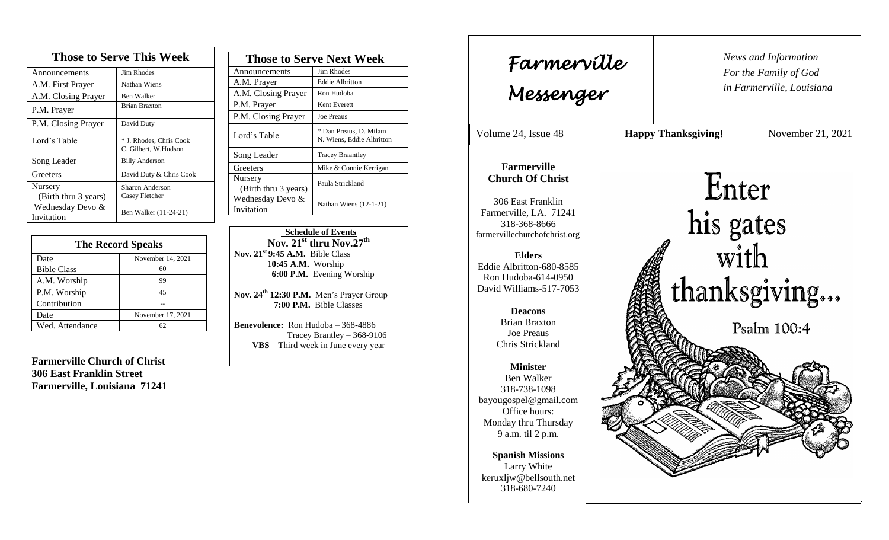## Those to Serve This Week

| Those to Serve This Week | |
|---|---|
| Announcements | Jim Rhodes |
| A.M. First Prayer | Nathan Wiens |
| A.M. Closing Prayer | Ben Walker |
| P.M. Prayer | Brian Braxton |
| P.M. Closing Prayer | David Duty |
| Lord's Table | * J. Rhodes, Chris Cook C. Gilbert, W.Hudson |
| Song Leader | Billy Anderson |
| Greeters | David Duty & Chris Cook |
| Nursery (Birth thru 3 years) | Sharon Anderson Casey Fletcher |
| Wednesday Devo & Invitation | Ben Walker (11-24-21) |

## The Record Speaks

| The Record Speaks | |
|---|---|
| Date | November 14, 2021 |
| Bible Class | 60 |
| A.M. Worship | 99 |
| P.M. Worship | 45 |
| Contribution | -- |
| Date | November 17, 2021 |
| Wed. Attendance | 62 |

**Farmerville Church of Christ**
**306 East Franklin Street**
**Farmerville, Louisiana 71241**

## Those to Serve Next Week

| Those to Serve Next Week | |
|---|---|
| Announcements | Jim Rhodes |
| A.M. Prayer | Eddie Albritton |
| A.M. Closing Prayer | Ron Hudoba |
| P.M. Prayer | Kent Everett |
| P.M. Closing Prayer | Joe Preaus |
| Lord's Table | * Dan Preaus, D. Milam N. Wiens, Eddie Albritton |
| Song Leader | Tracey Braantley |
| Greeters | Mike & Connie Kerrigan |
| Nursery (Birth thru 3 years) | Paula Strickland |
| Wednesday Devo & Invitation | Nathan Wiens (12-1-21) |

**Schedule of Events**
**Nov. 21st thru Nov.27th**

**Nov. 21st 9:45 A.M.** Bible Class
**10:45 A.M.** Worship
**6:00 P.M.** Evening Worship

**Nov. 24th 12:30 P.M.** Men's Prayer Group
**7:00 P.M.** Bible Classes

**Benevolence:** Ron Hudoba – 368-4886
Tracey Brantley – 368-9106
**VBS** – Third week in June every year

# *Farmerville Messenger*

*News and Information For the Family of God in Farmerville, Louisiana*

Volume 24, Issue 48 | **Happy Thanksgiving!** | November 21, 2021

**Farmerville Church Of Christ**

306 East Franklin
Farmerville, LA. 71241
318-368-8666
farmervillechurchofchrist.org

**Elders**
Eddie Albritton-680-8585
Ron Hudoba-614-0950
David Williams-517-7053

**Deacons**
Brian Braxton
Joe Preaus
Chris Strickland

**Minister**
Ben Walker
318-738-1098
bayougospel@gmail.com
Office hours:
Monday thru Thursday
9 a.m. til 2 p.m.

**Spanish Missions**
Larry White
keruxljw@bellsouth.net
318-680-7240

Enter his gates with thanksgiving...

Psalm 100:4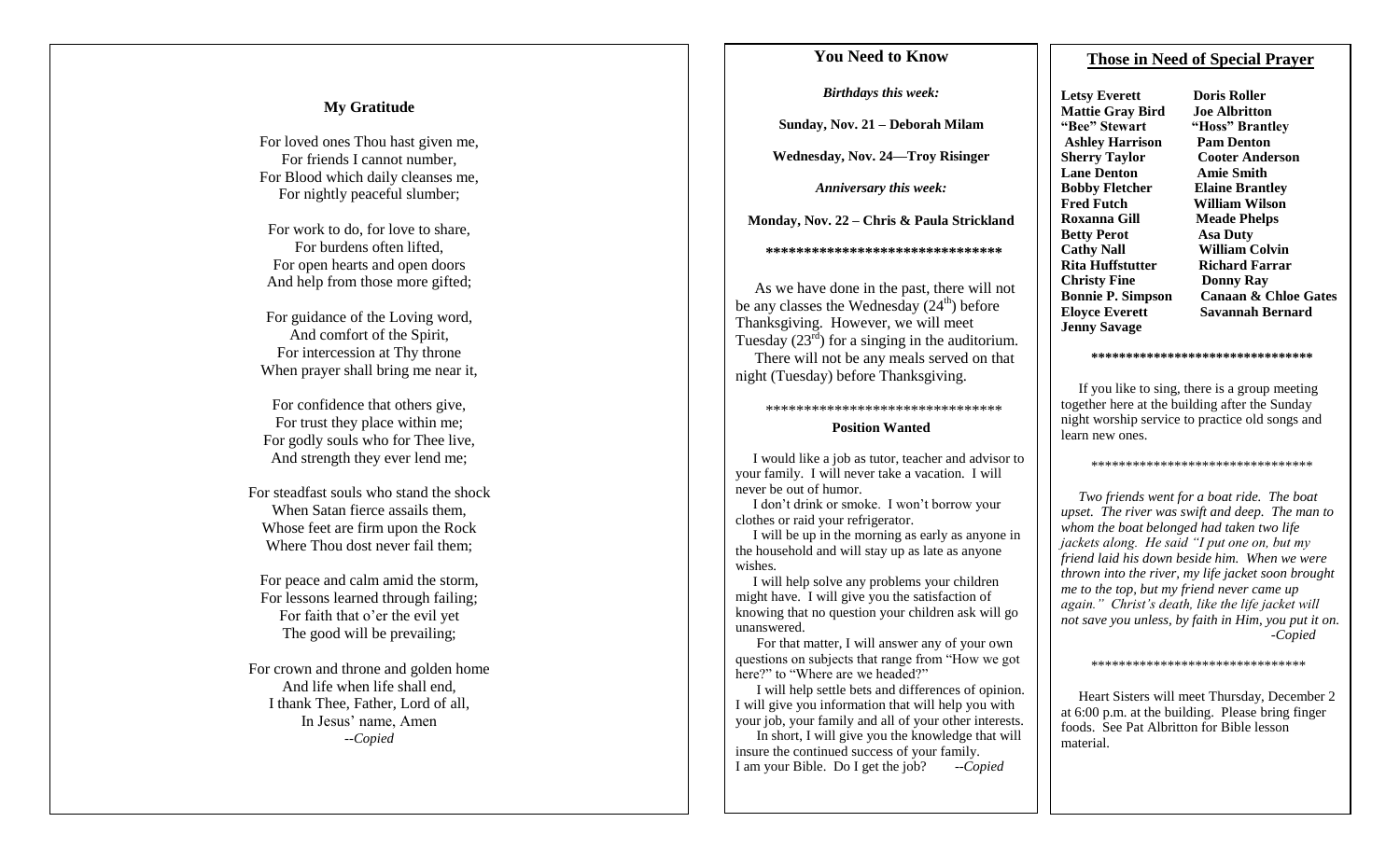**My Gratitude**

For loved ones Thou hast given me,
For friends I cannot number,
For Blood which daily cleanses me,
For nightly peaceful slumber;

For work to do, for love to share,
For burdens often lifted,
For open hearts and open doors
And help from those more gifted;

For guidance of the Loving word,
And comfort of the Spirit,
For intercession at Thy throne
When prayer shall bring me near it,

For confidence that others give,
For trust they place within me;
For godly souls who for Thee live,
And strength they ever lend me;

For steadfast souls who stand the shock
When Satan fierce assails them,
Whose feet are firm upon the Rock
Where Thou dost never fail them;

For peace and calm amid the storm,
For lessons learned through failing;
For faith that o'er the evil yet
The good will be prevailing;

For crown and throne and golden home
And life when life shall end,
I thank Thee, Father, Lord of all,
In Jesus' name, Amen
*--Copied*

## You Need to Know

***Birthdays this week:***

**Sunday, Nov. 21 – Deborah Milam**

**Wednesday, Nov. 24—Troy Risinger**

***Anniversary this week:***

**Monday, Nov. 22 – Chris & Paula Strickland**

**********************************

As we have done in the past, there will not be any classes the Wednesday (24th) before Thanksgiving. However, we will meet Tuesday (23rd) for a singing in the auditorium.

There will not be any meals served on that night (Tuesday) before Thanksgiving.

**********************************

**Position Wanted**

I would like a job as tutor, teacher and advisor to your family. I will never take a vacation. I will never be out of humor.

I don't drink or smoke. I won't borrow your clothes or raid your refrigerator.

I will be up in the morning as early as anyone in the household and will stay up as late as anyone wishes.

I will help solve any problems your children might have. I will give you the satisfaction of knowing that no question your children ask will go unanswered.

For that matter, I will answer any of your own questions on subjects that range from "How we got here?" to "Where are we headed?"

I will help settle bets and differences of opinion. I will give you information that will help you with your job, your family and all of your other interests.

In short, I will give you the knowledge that will insure the continued success of your family.

I am your Bible. Do I get the job? *--Copied*

## Those in Need of Special Prayer

**Letsy Everett**
**Mattie Gray Bird**
**"Bee" Stewart**
**Ashley Harrison**
**Sherry Taylor**
**Lane Denton**
**Bobby Fletcher**
**Fred Futch**
**Roxanna Gill**
**Betty Perot**
**Cathy Nall**
**Rita Huffstutter**
**Christy Fine**
**Bonnie P. Simpson**
**Eloyce Everett**
**Jenny Savage**
**Doris Roller**
**Joe Albritton**
**"Hoss" Brantley**
**Pam Denton**
**Cooter Anderson**
**Amie Smith**
**Elaine Brantley**
**William Wilson**
**Meade Phelps**
**Asa Duty**
**William Colvin**
**Richard Farrar**
**Donny Ray**
**Canaan & Chloe Gates**
**Savannah Bernard**

**********************************

If you like to sing, there is a group meeting together here at the building after the Sunday night worship service to practice old songs and learn new ones.

**********************************

*Two friends went for a boat ride. The boat upset. The river was swift and deep. The man to whom the boat belonged had taken two life jackets along. He said "I put one on, but my friend laid his down beside him. When we were thrown into the river, my life jacket soon brought me to the top, but my friend never came up again." Christ's death, like the life jacket will not save you unless, by faith in Him, you put it on.* *-Copied*

**********************************

Heart Sisters will meet Thursday, December 2 at 6:00 p.m. at the building. Please bring finger foods. See Pat Albritton for Bible lesson material.